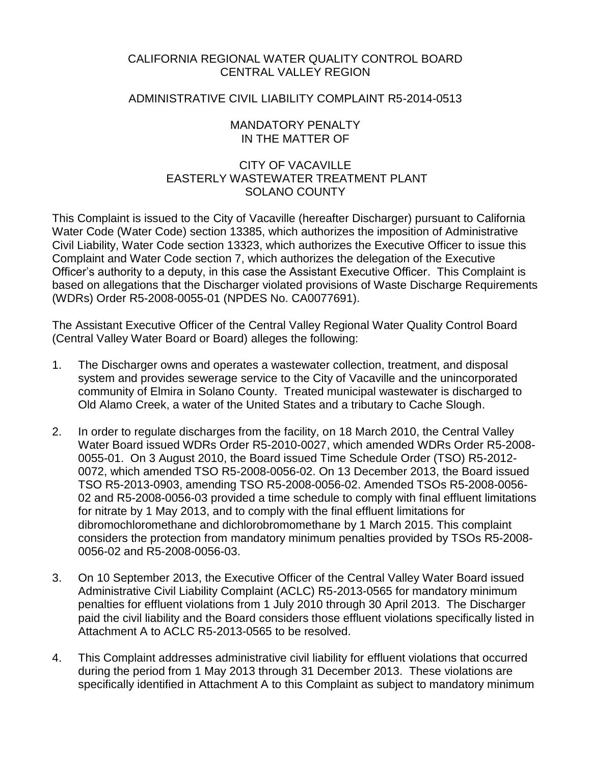CALIFORNIA REGIONAL WATER QUALITY CONTROL BOARD
CENTRAL VALLEY REGION

ADMINISTRATIVE CIVIL LIABILITY COMPLAINT R5-2014-0513

MANDATORY PENALTY
IN THE MATTER OF

CITY OF VACAVILLE
EASTERLY WASTEWATER TREATMENT PLANT
SOLANO COUNTY

This Complaint is issued to the City of Vacaville (hereafter Discharger) pursuant to California Water Code (Water Code) section 13385, which authorizes the imposition of Administrative Civil Liability, Water Code section 13323, which authorizes the Executive Officer to issue this Complaint and Water Code section 7, which authorizes the delegation of the Executive Officer's authority to a deputy, in this case the Assistant Executive Officer. This Complaint is based on allegations that the Discharger violated provisions of Waste Discharge Requirements (WDRs) Order R5-2008-0055-01 (NPDES No. CA0077691).

The Assistant Executive Officer of the Central Valley Regional Water Quality Control Board (Central Valley Water Board or Board) alleges the following:

1. The Discharger owns and operates a wastewater collection, treatment, and disposal system and provides sewerage service to the City of Vacaville and the unincorporated community of Elmira in Solano County. Treated municipal wastewater is discharged to Old Alamo Creek, a water of the United States and a tributary to Cache Slough.

2. In order to regulate discharges from the facility, on 18 March 2010, the Central Valley Water Board issued WDRs Order R5-2010-0027, which amended WDRs Order R5-2008-0055-01. On 3 August 2010, the Board issued Time Schedule Order (TSO) R5-2012-0072, which amended TSO R5-2008-0056-02. On 13 December 2013, the Board issued TSO R5-2013-0903, amending TSO R5-2008-0056-02. Amended TSOs R5-2008-0056-02 and R5-2008-0056-03 provided a time schedule to comply with final effluent limitations for nitrate by 1 May 2013, and to comply with the final effluent limitations for dibromochloromethane and dichlorobromomethane by 1 March 2015. This complaint considers the protection from mandatory minimum penalties provided by TSOs R5-2008-0056-02 and R5-2008-0056-03.

3. On 10 September 2013, the Executive Officer of the Central Valley Water Board issued Administrative Civil Liability Complaint (ACLC) R5-2013-0565 for mandatory minimum penalties for effluent violations from 1 July 2010 through 30 April 2013. The Discharger paid the civil liability and the Board considers those effluent violations specifically listed in Attachment A to ACLC R5-2013-0565 to be resolved.

4. This Complaint addresses administrative civil liability for effluent violations that occurred during the period from 1 May 2013 through 31 December 2013. These violations are specifically identified in Attachment A to this Complaint as subject to mandatory minimum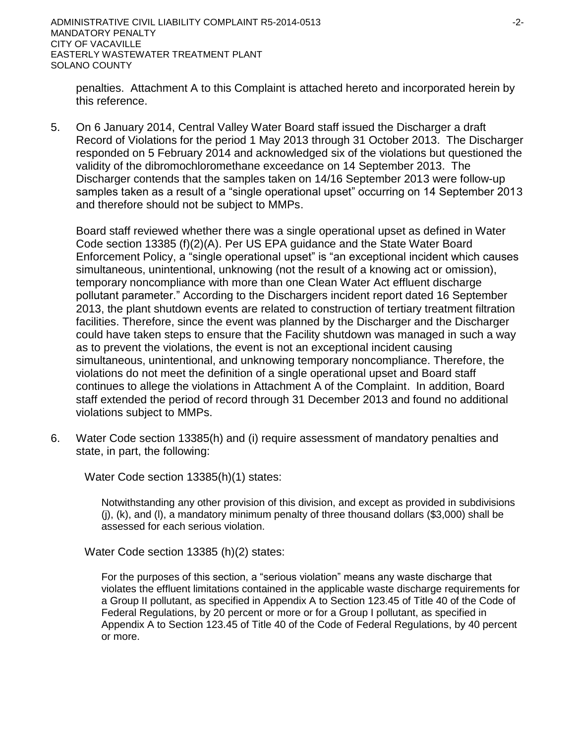penalties. Attachment A to this Complaint is attached hereto and incorporated herein by this reference.

5. On 6 January 2014, Central Valley Water Board staff issued the Discharger a draft Record of Violations for the period 1 May 2013 through 31 October 2013. The Discharger responded on 5 February 2014 and acknowledged six of the violations but questioned the validity of the dibromochloromethane exceedance on 14 September 2013. The Discharger contends that the samples taken on 14/16 September 2013 were follow-up samples taken as a result of a "single operational upset" occurring on 14 September 2013 and therefore should not be subject to MMPs.

   Board staff reviewed whether there was a single operational upset as defined in Water Code section 13385 (f)(2)(A). Per US EPA guidance and the State Water Board Enforcement Policy, a "single operational upset" is "an exceptional incident which causes simultaneous, unintentional, unknowing (not the result of a knowing act or omission), temporary noncompliance with more than one Clean Water Act effluent discharge pollutant parameter." According to the Dischargers incident report dated 16 September 2013, the plant shutdown events are related to construction of tertiary treatment filtration facilities. Therefore, since the event was planned by the Discharger and the Discharger could have taken steps to ensure that the Facility shutdown was managed in such a way as to prevent the violations, the event is not an exceptional incident causing simultaneous, unintentional, and unknowing temporary noncompliance. Therefore, the violations do not meet the definition of a single operational upset and Board staff continues to allege the violations in Attachment A of the Complaint. In addition, Board staff extended the period of record through 31 December 2013 and found no additional violations subject to MMPs.

6. Water Code section 13385(h) and (i) require assessment of mandatory penalties and state, in part, the following:

   Water Code section 13385(h)(1) states:

   > Notwithstanding any other provision of this division, and except as provided in subdivisions (j), (k), and (l), a mandatory minimum penalty of three thousand dollars ($3,000) shall be assessed for each serious violation.

   Water Code section 13385 (h)(2) states:

   > For the purposes of this section, a "serious violation" means any waste discharge that violates the effluent limitations contained in the applicable waste discharge requirements for a Group II pollutant, as specified in Appendix A to Section 123.45 of Title 40 of the Code of Federal Regulations, by 20 percent or more or for a Group I pollutant, as specified in Appendix A to Section 123.45 of Title 40 of the Code of Federal Regulations, by 40 percent or more.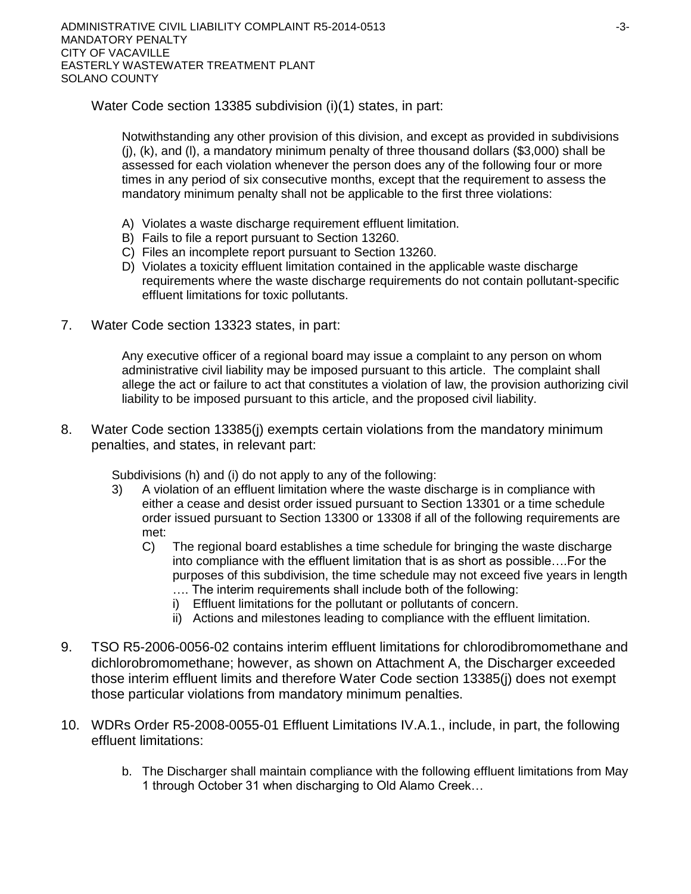Water Code section 13385 subdivision (i)(1) states, in part:

> Notwithstanding any other provision of this division, and except as provided in subdivisions (j), (k), and (l), a mandatory minimum penalty of three thousand dollars ($3,000) shall be assessed for each violation whenever the person does any of the following four or more times in any period of six consecutive months, except that the requirement to assess the mandatory minimum penalty shall not be applicable to the first three violations:
>
> A) Violates a waste discharge requirement effluent limitation.
> B) Fails to file a report pursuant to Section 13260.
> C) Files an incomplete report pursuant to Section 13260.
> D) Violates a toxicity effluent limitation contained in the applicable waste discharge requirements where the waste discharge requirements do not contain pollutant-specific effluent limitations for toxic pollutants.

7. Water Code section 13323 states, in part:

   > Any executive officer of a regional board may issue a complaint to any person on whom administrative civil liability may be imposed pursuant to this article. The complaint shall allege the act or failure to act that constitutes a violation of law, the provision authorizing civil liability to be imposed pursuant to this article, and the proposed civil liability.

8. Water Code section 13385(j) exempts certain violations from the mandatory minimum penalties, and states, in relevant part:

   > Subdivisions (h) and (i) do not apply to any of the following:
   >
   > 3) A violation of an effluent limitation where the waste discharge is in compliance with either a cease and desist order issued pursuant to Section 13301 or a time schedule order issued pursuant to Section 13300 or 13308 if all of the following requirements are met:
   >
   >    C) The regional board establishes a time schedule for bringing the waste discharge into compliance with the effluent limitation that is as short as possible….For the purposes of this subdivision, the time schedule may not exceed five years in length …. The interim requirements shall include both of the following:
   >
   >       i) Effluent limitations for the pollutant or pollutants of concern.
   >       ii) Actions and milestones leading to compliance with the effluent limitation.

9. TSO R5-2006-0056-02 contains interim effluent limitations for chlorodibromomethane and dichlorobromomethane; however, as shown on Attachment A, the Discharger exceeded those interim effluent limits and therefore Water Code section 13385(j) does not exempt those particular violations from mandatory minimum penalties.

10. WDRs Order R5-2008-0055-01 Effluent Limitations IV.A.1., include, in part, the following effluent limitations:

    > b. The Discharger shall maintain compliance with the following effluent limitations from May 1 through October 31 when discharging to Old Alamo Creek…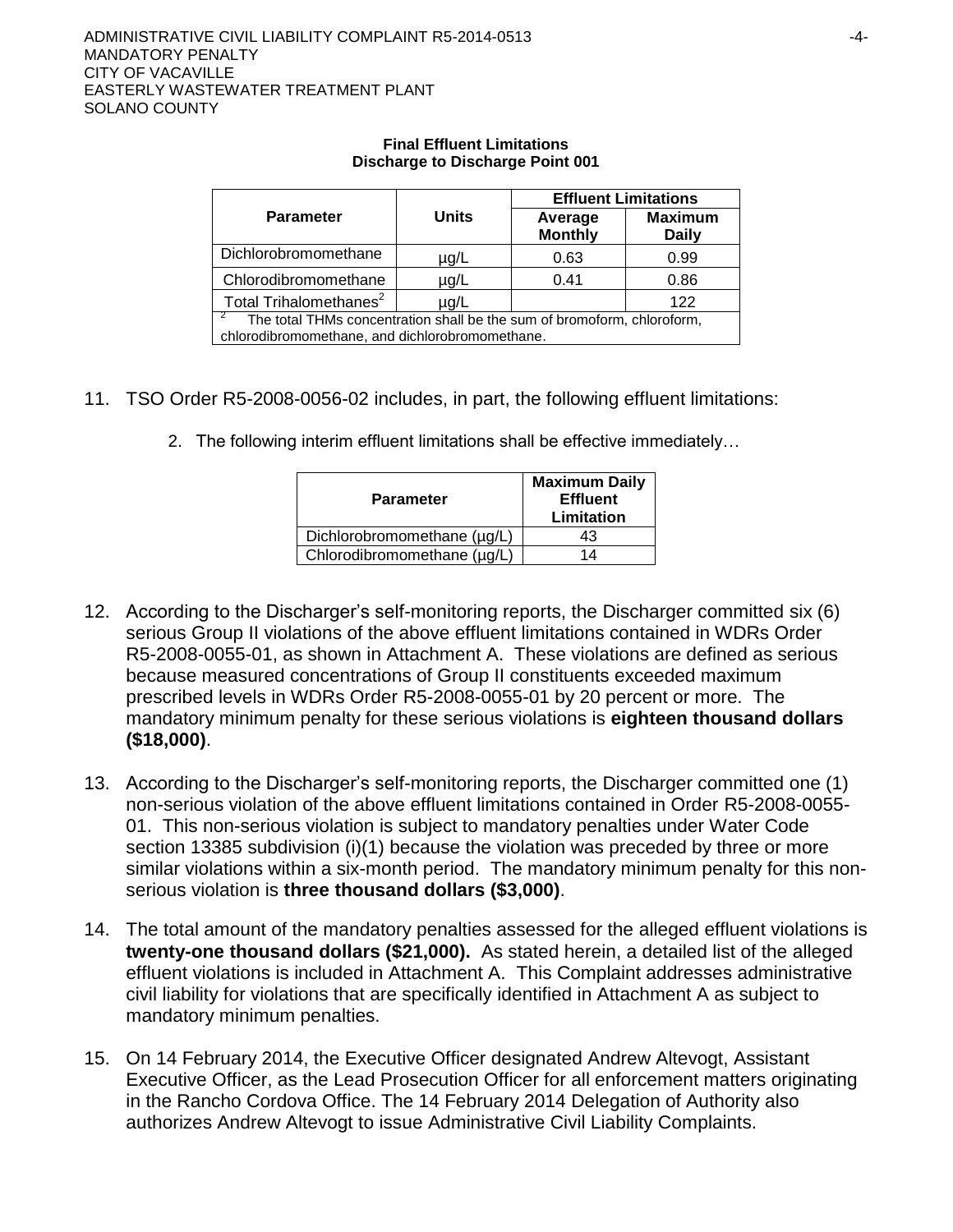**Final Effluent Limitations**
**Discharge to Discharge Point 001**

| Parameter | Units | Effluent Limitations | |
|---|---|---|---|
| | | Average Monthly | Maximum Daily |
| Dichlorobromomethane | µg/L | 0.63 | 0.99 |
| Chlorodibromomethane | µg/L | 0.41 | 0.86 |
| Total Trihalomethanes[2] | µg/L | | 122 |

[2] The total THMs concentration shall be the sum of bromoform, chloroform, chlorodibromomethane, and dichlorobromomethane.

11. TSO Order R5-2008-0056-02 includes, in part, the following effluent limitations:

    2. The following interim effluent limitations shall be effective immediately…

| Parameter | Maximum Daily Effluent Limitation |
|---|---|
| Dichlorobromomethane (µg/L) | 43 |
| Chlorodibromomethane (µg/L) | 14 |

12. According to the Discharger's self-monitoring reports, the Discharger committed six (6) serious Group II violations of the above effluent limitations contained in WDRs Order R5-2008-0055-01, as shown in Attachment A. These violations are defined as serious because measured concentrations of Group II constituents exceeded maximum prescribed levels in WDRs Order R5-2008-0055-01 by 20 percent or more. The mandatory minimum penalty for these serious violations is **eighteen thousand dollars ($18,000)**.

13. According to the Discharger's self-monitoring reports, the Discharger committed one (1) non-serious violation of the above effluent limitations contained in Order R5-2008-0055-01. This non-serious violation is subject to mandatory penalties under Water Code section 13385 subdivision (i)(1) because the violation was preceded by three or more similar violations within a six-month period. The mandatory minimum penalty for this non-serious violation is **three thousand dollars ($3,000)**.

14. The total amount of the mandatory penalties assessed for the alleged effluent violations is **twenty-one thousand dollars ($21,000).** As stated herein, a detailed list of the alleged effluent violations is included in Attachment A. This Complaint addresses administrative civil liability for violations that are specifically identified in Attachment A as subject to mandatory minimum penalties.

15. On 14 February 2014, the Executive Officer designated Andrew Altevogt, Assistant Executive Officer, as the Lead Prosecution Officer for all enforcement matters originating in the Rancho Cordova Office. The 14 February 2014 Delegation of Authority also authorizes Andrew Altevogt to issue Administrative Civil Liability Complaints.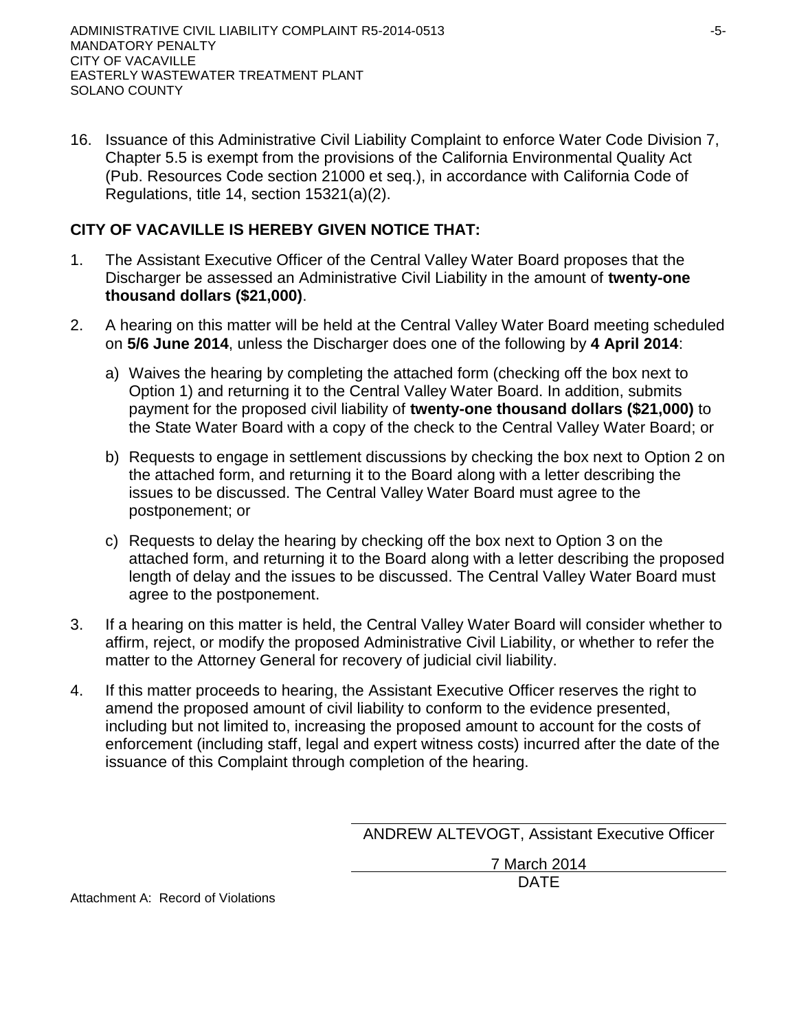16. Issuance of this Administrative Civil Liability Complaint to enforce Water Code Division 7, Chapter 5.5 is exempt from the provisions of the California Environmental Quality Act (Pub. Resources Code section 21000 et seq.), in accordance with California Code of Regulations, title 14, section 15321(a)(2).

**CITY OF VACAVILLE IS HEREBY GIVEN NOTICE THAT:**

1. The Assistant Executive Officer of the Central Valley Water Board proposes that the Discharger be assessed an Administrative Civil Liability in the amount of **twenty-one thousand dollars ($21,000)**.

2. A hearing on this matter will be held at the Central Valley Water Board meeting scheduled on **5/6 June 2014**, unless the Discharger does one of the following by **4 April 2014**:

   a) Waives the hearing by completing the attached form (checking off the box next to Option 1) and returning it to the Central Valley Water Board. In addition, submits payment for the proposed civil liability of **twenty-one thousand dollars ($21,000)** to the State Water Board with a copy of the check to the Central Valley Water Board; or

   b) Requests to engage in settlement discussions by checking the box next to Option 2 on the attached form, and returning it to the Board along with a letter describing the issues to be discussed. The Central Valley Water Board must agree to the postponement; or

   c) Requests to delay the hearing by checking off the box next to Option 3 on the attached form, and returning it to the Board along with a letter describing the proposed length of delay and the issues to be discussed. The Central Valley Water Board must agree to the postponement.

3. If a hearing on this matter is held, the Central Valley Water Board will consider whether to affirm, reject, or modify the proposed Administrative Civil Liability, or whether to refer the matter to the Attorney General for recovery of judicial civil liability.

4. If this matter proceeds to hearing, the Assistant Executive Officer reserves the right to amend the proposed amount of civil liability to conform to the evidence presented, including but not limited to, increasing the proposed amount to account for the costs of enforcement (including staff, legal and expert witness costs) incurred after the date of the issuance of this Complaint through completion of the hearing.

ANDREW ALTEVOGT, Assistant Executive Officer

7 March 2014
DATE

Attachment A: Record of Violations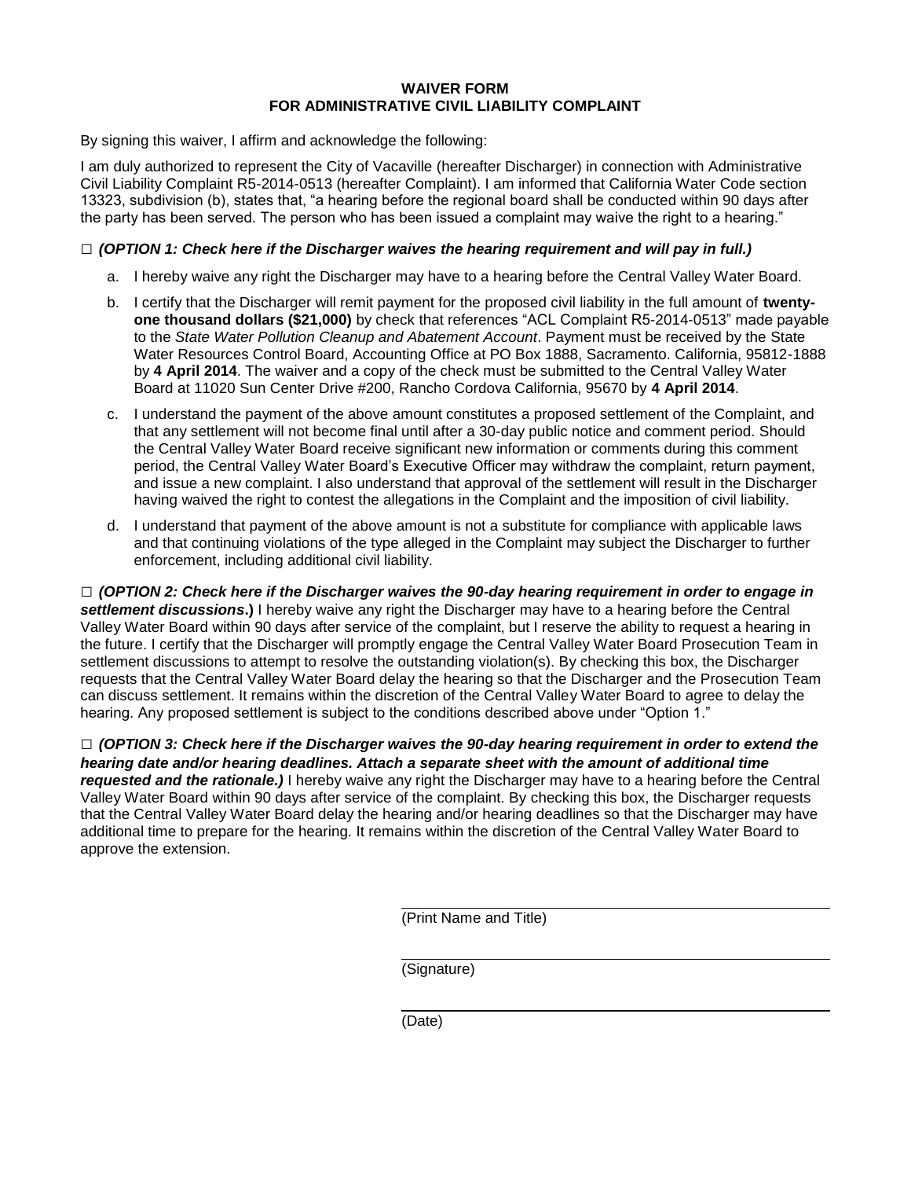# WAIVER FORM
# FOR ADMINISTRATIVE CIVIL LIABILITY COMPLAINT

By signing this waiver, I affirm and acknowledge the following:

I am duly authorized to represent the City of Vacaville (hereafter Discharger) in connection with Administrative Civil Liability Complaint R5-2014-0513 (hereafter Complaint). I am informed that California Water Code section 13323, subdivision (b), states that, "a hearing before the regional board shall be conducted within 90 days after the party has been served. The person who has been issued a complaint may waive the right to a hearing."

□ ***(OPTION 1: Check here if the Discharger waives the hearing requirement and will pay in full.)***

a. I hereby waive any right the Discharger may have to a hearing before the Central Valley Water Board.

b. I certify that the Discharger will remit payment for the proposed civil liability in the full amount of **twenty-one thousand dollars ($21,000)** by check that references "ACL Complaint R5-2014-0513" made payable to the *State Water Pollution Cleanup and Abatement Account*. Payment must be received by the State Water Resources Control Board, Accounting Office at PO Box 1888, Sacramento. California, 95812-1888 by **4 April 2014**. The waiver and a copy of the check must be submitted to the Central Valley Water Board at 11020 Sun Center Drive #200, Rancho Cordova California, 95670 by **4 April 2014**.

c. I understand the payment of the above amount constitutes a proposed settlement of the Complaint, and that any settlement will not become final until after a 30-day public notice and comment period. Should the Central Valley Water Board receive significant new information or comments during this comment period, the Central Valley Water Board's Executive Officer may withdraw the complaint, return payment, and issue a new complaint. I also understand that approval of the settlement will result in the Discharger having waived the right to contest the allegations in the Complaint and the imposition of civil liability.

d. I understand that payment of the above amount is not a substitute for compliance with applicable laws and that continuing violations of the type alleged in the Complaint may subject the Discharger to further enforcement, including additional civil liability.

□ ***(OPTION 2: Check here if the Discharger waives the 90-day hearing requirement in order to engage in settlement discussions.)*** I hereby waive any right the Discharger may have to a hearing before the Central Valley Water Board within 90 days after service of the complaint, but I reserve the ability to request a hearing in the future. I certify that the Discharger will promptly engage the Central Valley Water Board Prosecution Team in settlement discussions to attempt to resolve the outstanding violation(s). By checking this box, the Discharger requests that the Central Valley Water Board delay the hearing so that the Discharger and the Prosecution Team can discuss settlement. It remains within the discretion of the Central Valley Water Board to agree to delay the hearing. Any proposed settlement is subject to the conditions described above under "Option 1."

□ ***(OPTION 3: Check here if the Discharger waives the 90-day hearing requirement in order to extend the hearing date and/or hearing deadlines. Attach a separate sheet with the amount of additional time requested and the rationale.)*** I hereby waive any right the Discharger may have to a hearing before the Central Valley Water Board within 90 days after service of the complaint. By checking this box, the Discharger requests that the Central Valley Water Board delay the hearing and/or hearing deadlines so that the Discharger may have additional time to prepare for the hearing. It remains within the discretion of the Central Valley Water Board to approve the extension.

\_\_\_\_\_\_\_\_\_\_\_\_\_\_\_\_\_\_\_\_\_\_\_\_\_\_\_\_\_\_\_\_
(Print Name and Title)

\_\_\_\_\_\_\_\_\_\_\_\_\_\_\_\_\_\_\_\_\_\_\_\_\_\_\_\_\_\_\_\_
(Signature)

\_\_\_\_\_\_\_\_\_\_\_\_\_\_\_\_\_\_\_\_\_\_\_\_\_\_\_\_\_\_\_\_
(Date)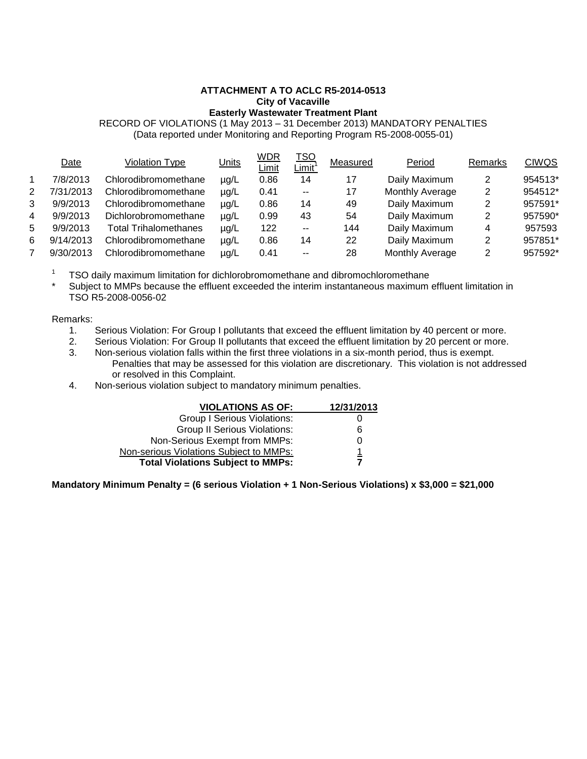**ATTACHMENT A TO ACLC R5-2014-0513**
**City of Vacaville**
**Easterly Wastewater Treatment Plant**
RECORD OF VIOLATIONS (1 May 2013 – 31 December 2013) MANDATORY PENALTIES
(Data reported under Monitoring and Reporting Program R5-2008-0055-01)

| | Date | Violation Type | Units | WDR Limit | TSO Limit[1] | Measured | Period | Remarks | CIWQS |
|---|---|---|---|---|---|---|---|---|---|
| 1 | 7/8/2013 | Chlorodibromomethane | µg/L | 0.86 | 14 | 17 | Daily Maximum | 2 | 954513* |
| 2 | 7/31/2013 | Chlorodibromomethane | µg/L | 0.41 | -- | 17 | Monthly Average | 2 | 954512* |
| 3 | 9/9/2013 | Chlorodibromomethane | µg/L | 0.86 | 14 | 49 | Daily Maximum | 2 | 957591* |
| 4 | 9/9/2013 | Dichlorobromomethane | µg/L | 0.99 | 43 | 54 | Daily Maximum | 2 | 957590* |
| 5 | 9/9/2013 | Total Trihalomethanes | µg/L | 122 | -- | 144 | Daily Maximum | 4 | 957593 |
| 6 | 9/14/2013 | Chlorodibromomethane | µg/L | 0.86 | 14 | 22 | Daily Maximum | 2 | 957851* |
| 7 | 9/30/2013 | Chlorodibromomethane | µg/L | 0.41 | -- | 28 | Monthly Average | 2 | 957592* |

[1] TSO daily maximum limitation for dichlorobromomethane and dibromochloromethane

\* Subject to MMPs because the effluent exceeded the interim instantaneous maximum effluent limitation in TSO R5-2008-0056-02

Remarks:

1. Serious Violation: For Group I pollutants that exceed the effluent limitation by 40 percent or more.
2. Serious Violation: For Group II pollutants that exceed the effluent limitation by 20 percent or more.
3. Non-serious violation falls within the first three violations in a six-month period, thus is exempt. Penalties that may be assessed for this violation are discretionary. This violation is not addressed or resolved in this Complaint.
4. Non-serious violation subject to mandatory minimum penalties.

| **VIOLATIONS AS OF:** | **12/31/2013** |
|---|---|
| Group I Serious Violations: | 0 |
| Group II Serious Violations: | 6 |
| Non-Serious Exempt from MMPs: | 0 |
| Non-serious Violations Subject to MMPs: | 1 |
| **Total Violations Subject to MMPs:** | **7** |

**Mandatory Minimum Penalty = (6 serious Violation + 1 Non-Serious Violations) x $3,000 = $21,000**